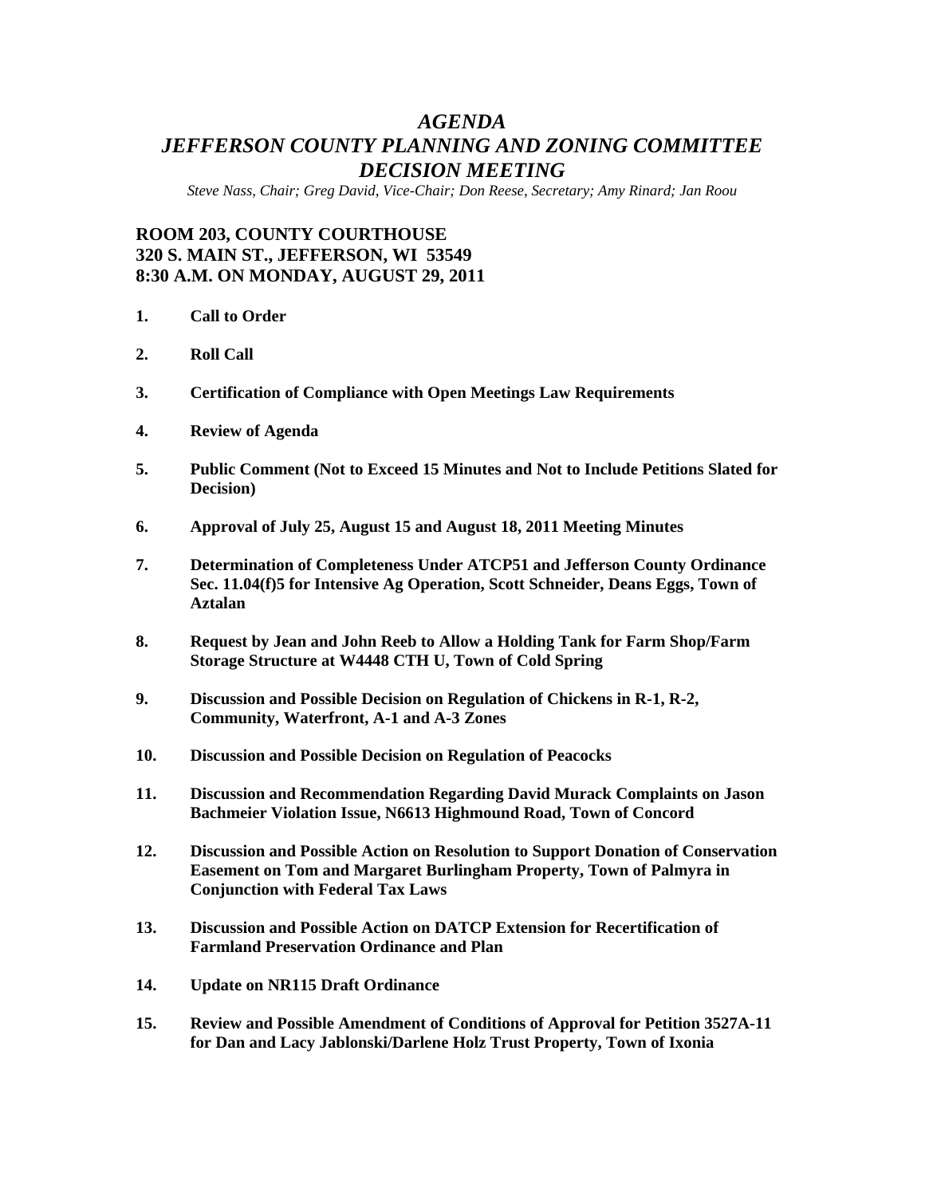# *AGENDA*
# *JEFFERSON COUNTY PLANNING AND ZONING COMMITTEE DECISION MEETING*

*Steve Nass, Chair; Greg David, Vice-Chair; Don Reese, Secretary; Amy Rinard; Jan Roou*

**ROOM 203, COUNTY COURTHOUSE**
**320 S. MAIN ST., JEFFERSON, WI 53549**
**8:30 A.M. ON MONDAY, AUGUST 29, 2011**

1. **Call to Order**
2. **Roll Call**
3. **Certification of Compliance with Open Meetings Law Requirements**
4. **Review of Agenda**
5. **Public Comment (Not to Exceed 15 Minutes and Not to Include Petitions Slated for Decision)**
6. **Approval of July 25, August 15 and August 18, 2011 Meeting Minutes**
7. **Determination of Completeness Under ATCP51 and Jefferson County Ordinance Sec. 11.04(f)5 for Intensive Ag Operation, Scott Schneider, Deans Eggs, Town of Aztalan**
8. **Request by Jean and John Reeb to Allow a Holding Tank for Farm Shop/Farm Storage Structure at W4448 CTH U, Town of Cold Spring**
9. **Discussion and Possible Decision on Regulation of Chickens in R-1, R-2, Community, Waterfront, A-1 and A-3 Zones**
10. **Discussion and Possible Decision on Regulation of Peacocks**
11. **Discussion and Recommendation Regarding David Murack Complaints on Jason Bachmeier Violation Issue, N6613 Highmound Road, Town of Concord**
12. **Discussion and Possible Action on Resolution to Support Donation of Conservation Easement on Tom and Margaret Burlingham Property, Town of Palmyra in Conjunction with Federal Tax Laws**
13. **Discussion and Possible Action on DATCP Extension for Recertification of Farmland Preservation Ordinance and Plan**
14. **Update on NR115 Draft Ordinance**
15. **Review and Possible Amendment of Conditions of Approval for Petition 3527A-11 for Dan and Lacy Jablonski/Darlene Holz Trust Property, Town of Ixonia**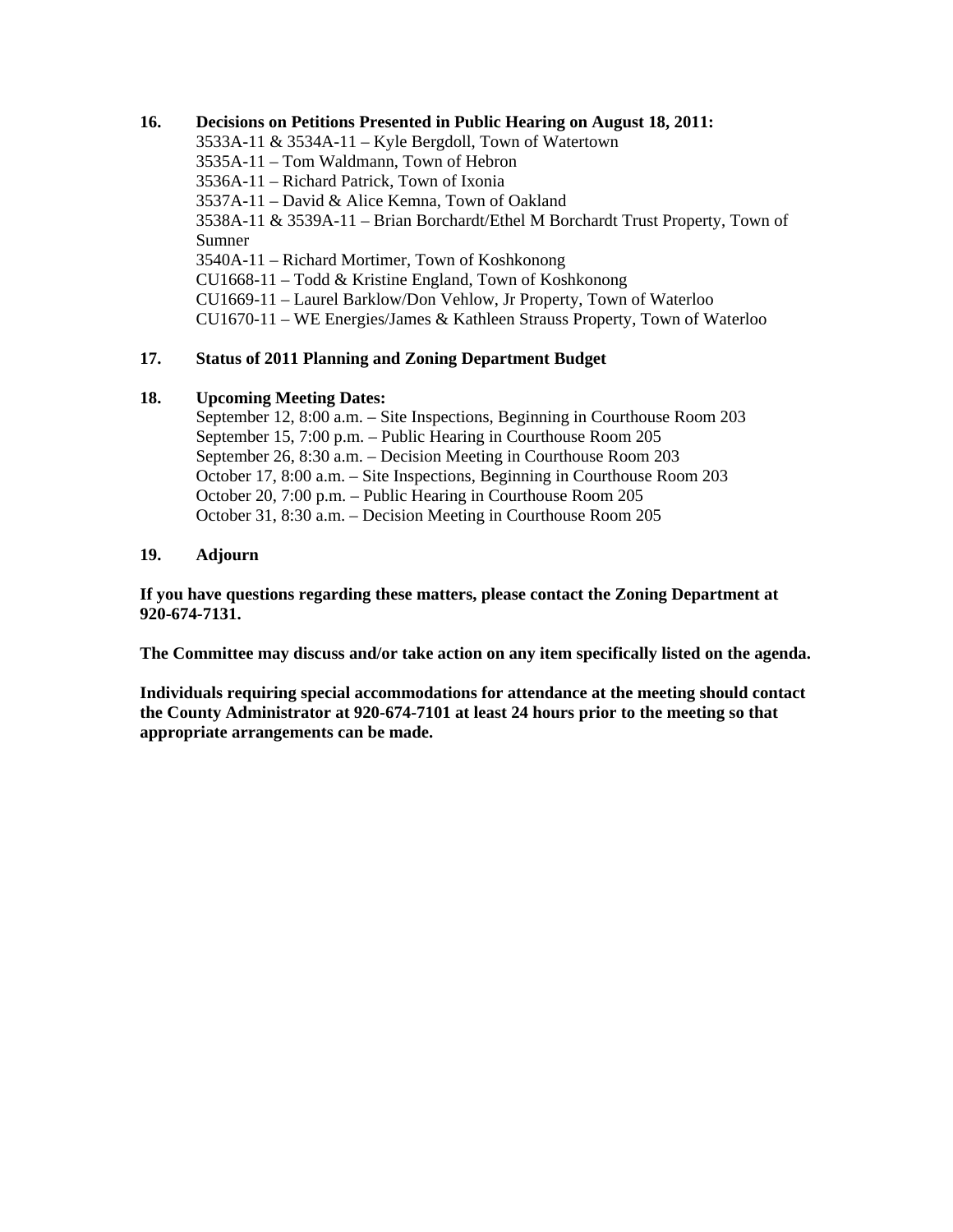**16. Decisions on Petitions Presented in Public Hearing on August 18, 2011:**

3533A-11 & 3534A-11 – Kyle Bergdoll, Town of Watertown
3535A-11 – Tom Waldmann, Town of Hebron
3536A-11 – Richard Patrick, Town of Ixonia
3537A-11 – David & Alice Kemna, Town of Oakland
3538A-11 & 3539A-11 – Brian Borchardt/Ethel M Borchardt Trust Property, Town of Sumner
3540A-11 – Richard Mortimer, Town of Koshkonong
CU1668-11 – Todd & Kristine England, Town of Koshkonong
CU1669-11 – Laurel Barklow/Don Vehlow, Jr Property, Town of Waterloo
CU1670-11 – WE Energies/James & Kathleen Strauss Property, Town of Waterloo

**17. Status of 2011 Planning and Zoning Department Budget**

**18. Upcoming Meeting Dates:**

September 12, 8:00 a.m. – Site Inspections, Beginning in Courthouse Room 203
September 15, 7:00 p.m. – Public Hearing in Courthouse Room 205
September 26, 8:30 a.m. – Decision Meeting in Courthouse Room 203
October 17, 8:00 a.m. – Site Inspections, Beginning in Courthouse Room 203
October 20, 7:00 p.m. – Public Hearing in Courthouse Room 205
October 31, 8:30 a.m. – Decision Meeting in Courthouse Room 205

**19. Adjourn**

**If you have questions regarding these matters, please contact the Zoning Department at 920-674-7131.**

**The Committee may discuss and/or take action on any item specifically listed on the agenda.**

**Individuals requiring special accommodations for attendance at the meeting should contact the County Administrator at 920-674-7101 at least 24 hours prior to the meeting so that appropriate arrangements can be made.**